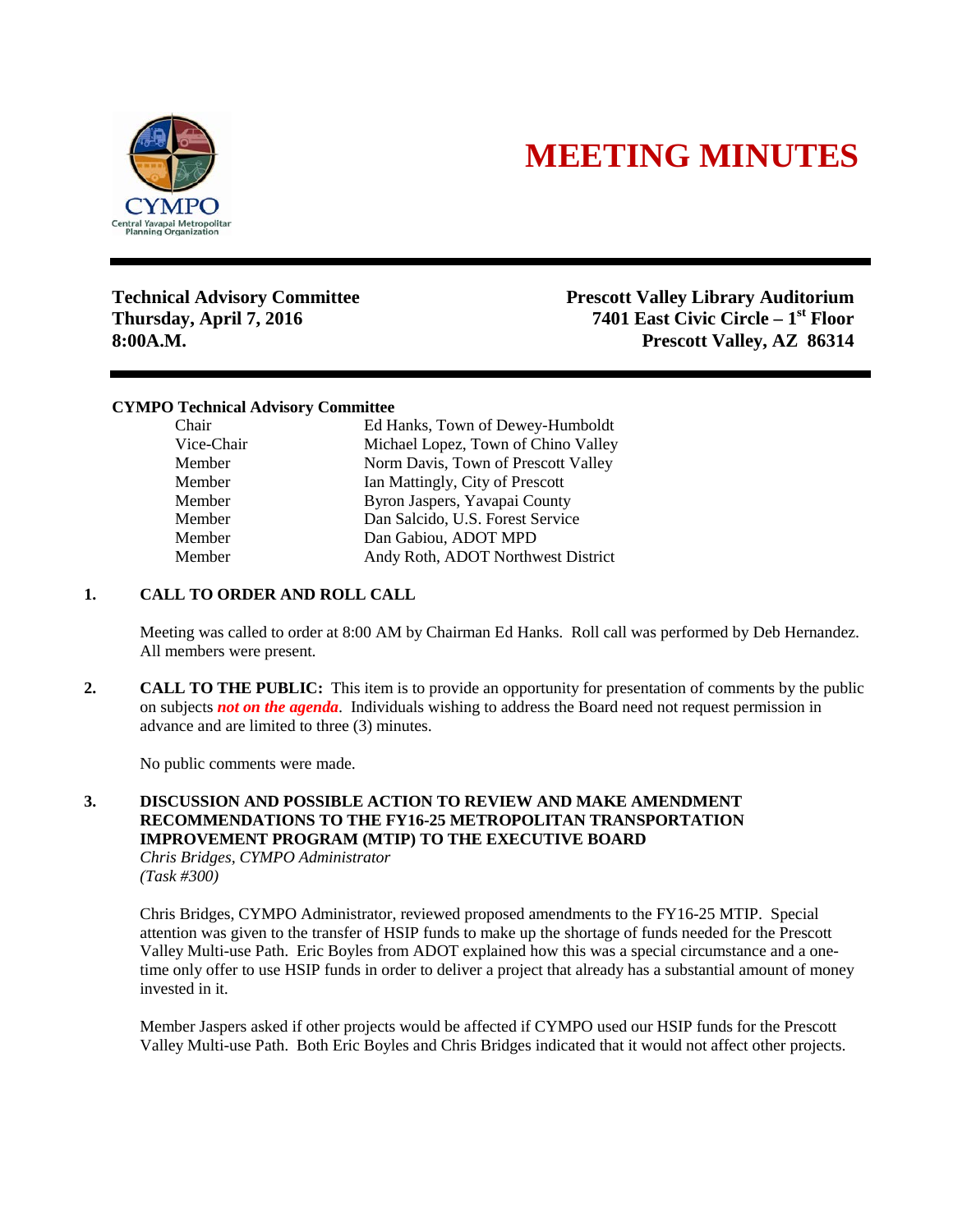# MEETING MINUTES

**Technical Advisory Committee**
**Thursday, April 7, 2016**
**8:00A.M.**

**Prescott Valley Library Auditorium**
**7401 East Civic Circle – 1st Floor**
**Prescott Valley, AZ 86314**

**CYMPO Technical Advisory Committee**

| | |
|---|---|
| Chair | Ed Hanks, Town of Dewey-Humboldt |
| Vice-Chair | Michael Lopez, Town of Chino Valley |
| Member | Norm Davis, Town of Prescott Valley |
| Member | Ian Mattingly, City of Prescott |
| Member | Byron Jaspers, Yavapai County |
| Member | Dan Salcido, U.S. Forest Service |
| Member | Dan Gabiou, ADOT MPD |
| Member | Andy Roth, ADOT Northwest District |

**1. CALL TO ORDER AND ROLL CALL**

Meeting was called to order at 8:00 AM by Chairman Ed Hanks. Roll call was performed by Deb Hernandez. All members were present.

**2. CALL TO THE PUBLIC:** This item is to provide an opportunity for presentation of comments by the public on subjects ***not on the agenda***. Individuals wishing to address the Board need not request permission in advance and are limited to three (3) minutes.

No public comments were made.

**3. DISCUSSION AND POSSIBLE ACTION TO REVIEW AND MAKE AMENDMENT RECOMMENDATIONS TO THE FY16-25 METROPOLITAN TRANSPORTATION IMPROVEMENT PROGRAM (MTIP) TO THE EXECUTIVE BOARD**
*Chris Bridges, CYMPO Administrator*
*(Task #300)*

Chris Bridges, CYMPO Administrator, reviewed proposed amendments to the FY16-25 MTIP. Special attention was given to the transfer of HSIP funds to make up the shortage of funds needed for the Prescott Valley Multi-use Path. Eric Boyles from ADOT explained how this was a special circumstance and a one-time only offer to use HSIP funds in order to deliver a project that already has a substantial amount of money invested in it.

Member Jaspers asked if other projects would be affected if CYMPO used our HSIP funds for the Prescott Valley Multi-use Path. Both Eric Boyles and Chris Bridges indicated that it would not affect other projects.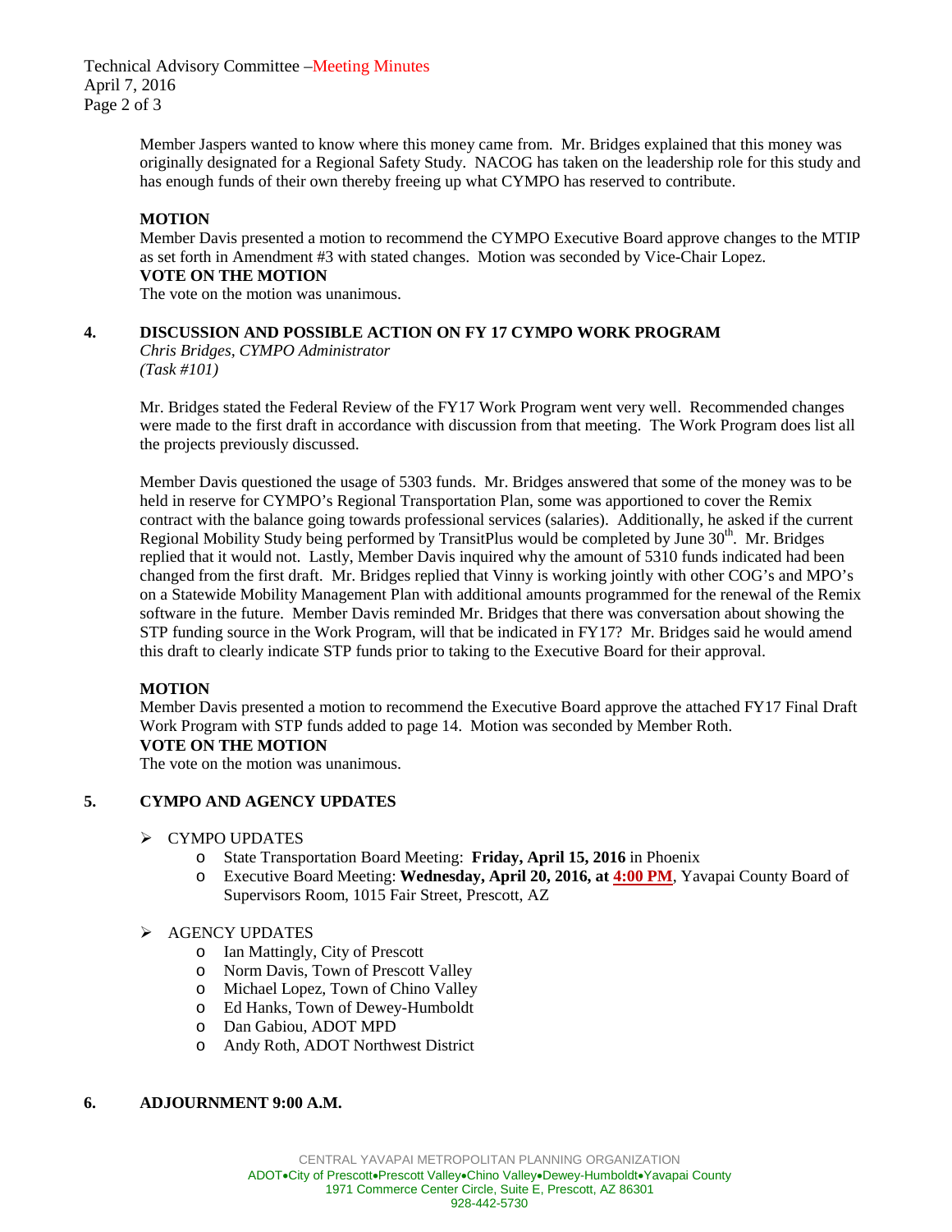Member Jaspers wanted to know where this money came from. Mr. Bridges explained that this money was originally designated for a Regional Safety Study. NACOG has taken on the leadership role for this study and has enough funds of their own thereby freeing up what CYMPO has reserved to contribute.

**MOTION**

Member Davis presented a motion to recommend the CYMPO Executive Board approve changes to the MTIP as set forth in Amendment #3 with stated changes. Motion was seconded by Vice-Chair Lopez.

**VOTE ON THE MOTION**

The vote on the motion was unanimous.

## 4. DISCUSSION AND POSSIBLE ACTION ON FY 17 CYMPO WORK PROGRAM

*Chris Bridges, CYMPO Administrator*
*(Task #101)*

Mr. Bridges stated the Federal Review of the FY17 Work Program went very well. Recommended changes were made to the first draft in accordance with discussion from that meeting. The Work Program does list all the projects previously discussed.

Member Davis questioned the usage of 5303 funds. Mr. Bridges answered that some of the money was to be held in reserve for CYMPO's Regional Transportation Plan, some was apportioned to cover the Remix contract with the balance going towards professional services (salaries). Additionally, he asked if the current Regional Mobility Study being performed by TransitPlus would be completed by June 30th. Mr. Bridges replied that it would not. Lastly, Member Davis inquired why the amount of 5310 funds indicated had been changed from the first draft. Mr. Bridges replied that Vinny is working jointly with other COG's and MPO's on a Statewide Mobility Management Plan with additional amounts programmed for the renewal of the Remix software in the future. Member Davis reminded Mr. Bridges that there was conversation about showing the STP funding source in the Work Program, will that be indicated in FY17? Mr. Bridges said he would amend this draft to clearly indicate STP funds prior to taking to the Executive Board for their approval.

**MOTION**

Member Davis presented a motion to recommend the Executive Board approve the attached FY17 Final Draft Work Program with STP funds added to page 14. Motion was seconded by Member Roth.

**VOTE ON THE MOTION**

The vote on the motion was unanimous.

## 5. CYMPO AND AGENCY UPDATES

- CYMPO UPDATES
  - State Transportation Board Meeting: **Friday, April 15, 2016** in Phoenix
  - Executive Board Meeting: **Wednesday, April 20, 2016, at 4:00 PM**, Yavapai County Board of Supervisors Room, 1015 Fair Street, Prescott, AZ
- AGENCY UPDATES
  - Ian Mattingly, City of Prescott
  - Norm Davis, Town of Prescott Valley
  - Michael Lopez, Town of Chino Valley
  - Ed Hanks, Town of Dewey-Humboldt
  - Dan Gabiou, ADOT MPD
  - Andy Roth, ADOT Northwest District

## 6. ADJOURNMENT 9:00 A.M.

CENTRAL YAVAPAI METROPOLITAN PLANNING ORGANIZATION
ADOT•City of Prescott•Prescott Valley•Chino Valley•Dewey-Humboldt•Yavapai County
1971 Commerce Center Circle, Suite E, Prescott, AZ 86301
928-442-5730